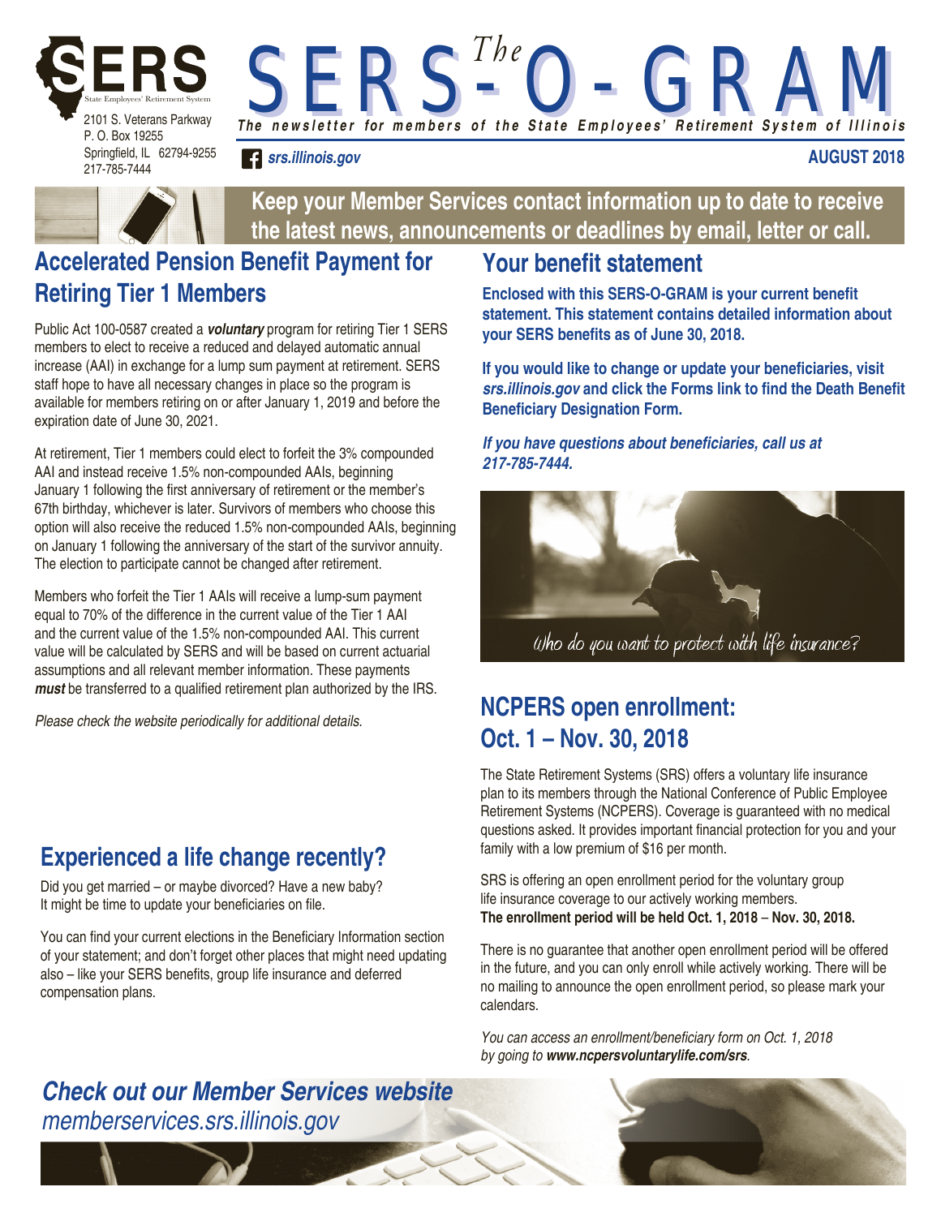# The SERS-O-GRAM

***The newsletter for members of the State Employees' Retirement System of Illinois***

SERS
State Employees' Retirement System
2101 S. Veterans Parkway
P. O. Box 19255
Springfield, IL 62794-9255
217-785-7444

*srs.illinois.gov*

**AUGUST 2018**

**Keep your Member Services contact information up to date to receive the latest news, announcements or deadlines by email, letter or call.**

## Accelerated Pension Benefit Payment for Retiring Tier 1 Members

Public Act 100-0587 created a ***voluntary*** program for retiring Tier 1 SERS members to elect to receive a reduced and delayed automatic annual increase (AAI) in exchange for a lump sum payment at retirement. SERS staff hope to have all necessary changes in place so the program is available for members retiring on or after January 1, 2019 and before the expiration date of June 30, 2021.

At retirement, Tier 1 members could elect to forfeit the 3% compounded AAI and instead receive 1.5% non-compounded AAIs, beginning January 1 following the first anniversary of retirement or the member's 67th birthday, whichever is later. Survivors of members who choose this option will also receive the reduced 1.5% non-compounded AAIs, beginning on January 1 following the anniversary of the start of the survivor annuity. The election to participate cannot be changed after retirement.

Members who forfeit the Tier 1 AAIs will receive a lump-sum payment equal to 70% of the difference in the current value of the Tier 1 AAI and the current value of the 1.5% non-compounded AAI. This current value will be calculated by SERS and will be based on current actuarial assumptions and all relevant member information. These payments ***must*** be transferred to a qualified retirement plan authorized by the IRS.

*Please check the website periodically for additional details.*

## Experienced a life change recently?

Did you get married – or maybe divorced? Have a new baby? It might be time to update your beneficiaries on file.

You can find your current elections in the Beneficiary Information section of your statement; and don't forget other places that might need updating also – like your SERS benefits, group life insurance and deferred compensation plans.

## Your benefit statement

**Enclosed with this SERS-O-GRAM is your current benefit statement. This statement contains detailed information about your SERS benefits as of June 30, 2018.**

**If you would like to change or update your beneficiaries, visit *srs.illinois.gov* and click the Forms link to find the Death Benefit Beneficiary Designation Form.**

***If you have questions about beneficiaries, call us at 217-785-7444.***

*Who do you want to protect with life insurance?*

## NCPERS open enrollment: Oct. 1 – Nov. 30, 2018

The State Retirement Systems (SRS) offers a voluntary life insurance plan to its members through the National Conference of Public Employee Retirement Systems (NCPERS). Coverage is guaranteed with no medical questions asked. It provides important financial protection for you and your family with a low premium of $16 per month.

SRS is offering an open enrollment period for the voluntary group life insurance coverage to our actively working members. **The enrollment period will be held Oct. 1, 2018 – Nov. 30, 2018.**

There is no guarantee that another open enrollment period will be offered in the future, and you can only enroll while actively working. There will be no mailing to announce the open enrollment period, so please mark your calendars.

*You can access an enrollment/beneficiary form on Oct. 1, 2018 by going to **www.ncpersvoluntarylife.com/srs**.*

***Check out our Member Services website***
*memberservices.srs.illinois.gov*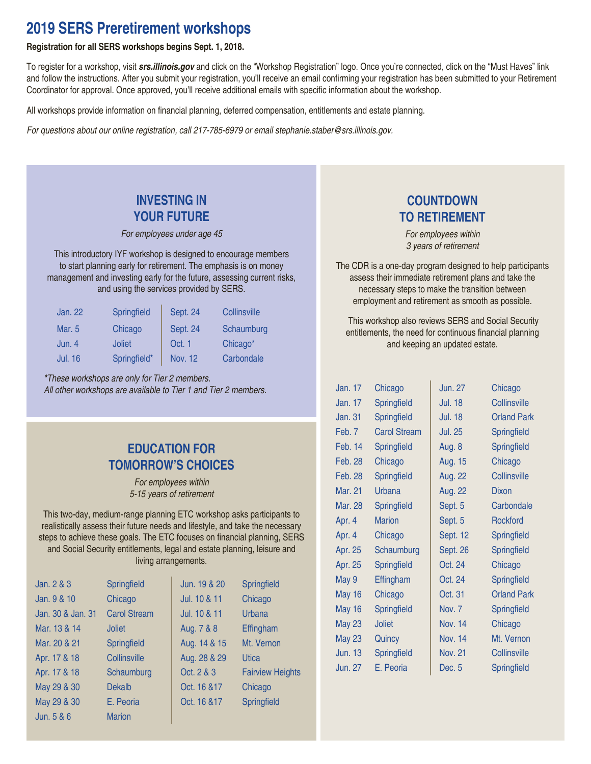# 2019 SERS Preretirement workshops

**Registration for all SERS workshops begins Sept. 1, 2018.**

To register for a workshop, visit ***srs.illinois.gov*** and click on the "Workshop Registration" logo. Once you're connected, click on the "Must Haves" link and follow the instructions. After you submit your registration, you'll receive an email confirming your registration has been submitted to your Retirement Coordinator for approval. Once approved, you'll receive additional emails with specific information about the workshop.

All workshops provide information on financial planning, deferred compensation, entitlements and estate planning.

*For questions about our online registration, call 217-785-6979 or email stephanie.staber@srs.illinois.gov.*

## INVESTING IN YOUR FUTURE

*For employees under age 45*

This introductory IYF workshop is designed to encourage members to start planning early for retirement. The emphasis is on money management and investing early for the future, assessing current risks, and using the services provided by SERS.

| Date | Location | Date | Location |
|---|---|---|---|
| Jan. 22 | Springfield | Sept. 24 | Collinsville |
| Mar. 5 | Chicago | Sept. 24 | Schaumburg |
| Jun. 4 | Joliet | Oct. 1 | Chicago* |
| Jul. 16 | Springfield* | Nov. 12 | Carbondale |

*\*These workshops are only for Tier 2 members. All other workshops are available to Tier 1 and Tier 2 members.*

## EDUCATION FOR TOMORROW'S CHOICES

*For employees within 5-15 years of retirement*

This two-day, medium-range planning ETC workshop asks participants to realistically assess their future needs and lifestyle, and take the necessary steps to achieve these goals. The ETC focuses on financial planning, SERS and Social Security entitlements, legal and estate planning, leisure and living arrangements.

| Date | Location | Date | Location |
|---|---|---|---|
| Jan. 2 & 3 | Springfield | Jun. 19 & 20 | Springfield |
| Jan. 9 & 10 | Chicago | Jul. 10 & 11 | Chicago |
| Jan. 30 & Jan. 31 | Carol Stream | Jul. 10 & 11 | Urbana |
| Mar. 13 & 14 | Joliet | Aug. 7 & 8 | Effingham |
| Mar. 20 & 21 | Springfield | Aug. 14 & 15 | Mt. Vernon |
| Apr. 17 & 18 | Collinsville | Aug. 28 & 29 | Utica |
| Apr. 17 & 18 | Schaumburg | Oct. 2 & 3 | Fairview Heights |
| May 29 & 30 | Dekalb | Oct. 16 &17 | Chicago |
| May 29 & 30 | E. Peoria | Oct. 16 &17 | Springfield |
| Jun. 5 & 6 | Marion | | |

## COUNTDOWN TO RETIREMENT

*For employees within 3 years of retirement*

The CDR is a one-day program designed to help participants assess their immediate retirement plans and take the necessary steps to make the transition between employment and retirement as smooth as possible.

This workshop also reviews SERS and Social Security entitlements, the need for continuous financial planning and keeping an updated estate.

| Date | Location | Date | Location |
|---|---|---|---|
| Jan. 17 | Chicago | Jun. 27 | Chicago |
| Jan. 17 | Springfield | Jul. 18 | Collinsville |
| Jan. 31 | Springfield | Jul. 18 | Orland Park |
| Feb. 7 | Carol Stream | Jul. 25 | Springfield |
| Feb. 14 | Springfield | Aug. 8 | Springfield |
| Feb. 28 | Chicago | Aug. 15 | Chicago |
| Feb. 28 | Springfield | Aug. 22 | Collinsville |
| Mar. 21 | Urbana | Aug. 22 | Dixon |
| Mar. 28 | Springfield | Sept. 5 | Carbondale |
| Apr. 4 | Marion | Sept. 5 | Rockford |
| Apr. 4 | Chicago | Sept. 12 | Springfield |
| Apr. 25 | Schaumburg | Sept. 26 | Springfield |
| Apr. 25 | Springfield | Oct. 24 | Chicago |
| May 9 | Effingham | Oct. 24 | Springfield |
| May 16 | Chicago | Oct. 31 | Orland Park |
| May 16 | Springfield | Nov. 7 | Springfield |
| May 23 | Joliet | Nov. 14 | Chicago |
| May 23 | Quincy | Nov. 14 | Mt. Vernon |
| Jun. 13 | Springfield | Nov. 21 | Collinsville |
| Jun. 27 | E. Peoria | Dec. 5 | Springfield |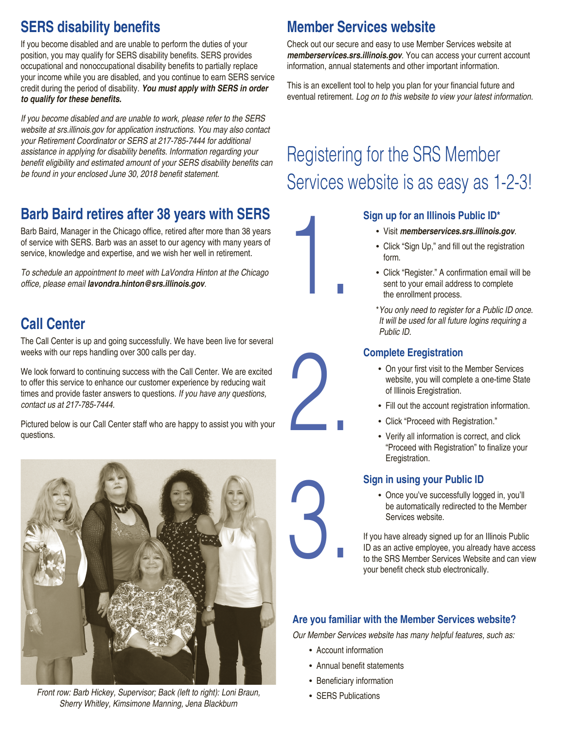## SERS disability benefits

If you become disabled and are unable to perform the duties of your position, you may qualify for SERS disability benefits. SERS provides occupational and nonoccupational disability benefits to partially replace your income while you are disabled, and you continue to earn SERS service credit during the period of disability. ***You must apply with SERS in order to qualify for these benefits.***

*If you become disabled and are unable to work, please refer to the SERS website at srs.illinois.gov for application instructions. You may also contact your Retirement Coordinator or SERS at 217-785-7444 for additional assistance in applying for disability benefits. Information regarding your benefit eligibility and estimated amount of your SERS disability benefits can be found in your enclosed June 30, 2018 benefit statement.*

## Barb Baird retires after 38 years with SERS

Barb Baird, Manager in the Chicago office, retired after more than 38 years of service with SERS. Barb was an asset to our agency with many years of service, knowledge and expertise, and we wish her well in retirement.

*To schedule an appointment to meet with LaVondra Hinton at the Chicago office, please email **lavondra.hinton@srs.illinois.gov**.*

## Call Center

The Call Center is up and going successfully. We have been live for several weeks with our reps handling over 300 calls per day.

We look forward to continuing success with the Call Center. We are excited to offer this service to enhance our customer experience by reducing wait times and provide faster answers to questions. *If you have any questions, contact us at 217-785-7444.*

Pictured below is our Call Center staff who are happy to assist you with your questions.

*Front row: Barb Hickey, Supervisor; Back (left to right): Loni Braun, Sherry Whitley, Kimsimone Manning, Jena Blackburn*

## Member Services website

Check out our secure and easy to use Member Services website at ***memberservices.srs.illinois.gov***. You can access your current account information, annual statements and other important information.

This is an excellent tool to help you plan for your financial future and eventual retirement. *Log on to this website to view your latest information.*

# Registering for the SRS Member Services website is as easy as 1-2-3!

### 1. Sign up for an Illinois Public ID*

- Visit ***memberservices.srs.illinois.gov***.
- Click "Sign Up," and fill out the registration form.
- Click "Register." A confirmation email will be sent to your email address to complete the enrollment process.

*\*You only need to register for a Public ID once. It will be used for all future logins requiring a Public ID.*

### 2. Complete Eregistration

- On your first visit to the Member Services website, you will complete a one-time State of Illinois Eregistration.
- Fill out the account registration information.
- Click "Proceed with Registration."
- Verify all information is correct, and click "Proceed with Registration" to finalize your Eregistration.

### 3. Sign in using your Public ID

- Once you've successfully logged in, you'll be automatically redirected to the Member Services website.

If you have already signed up for an Illinois Public ID as an active employee, you already have access to the SRS Member Services Website and can view your benefit check stub electronically.

### Are you familiar with the Member Services website?

*Our Member Services website has many helpful features, such as:*

- Account information
- Annual benefit statements
- Beneficiary information
- SERS Publications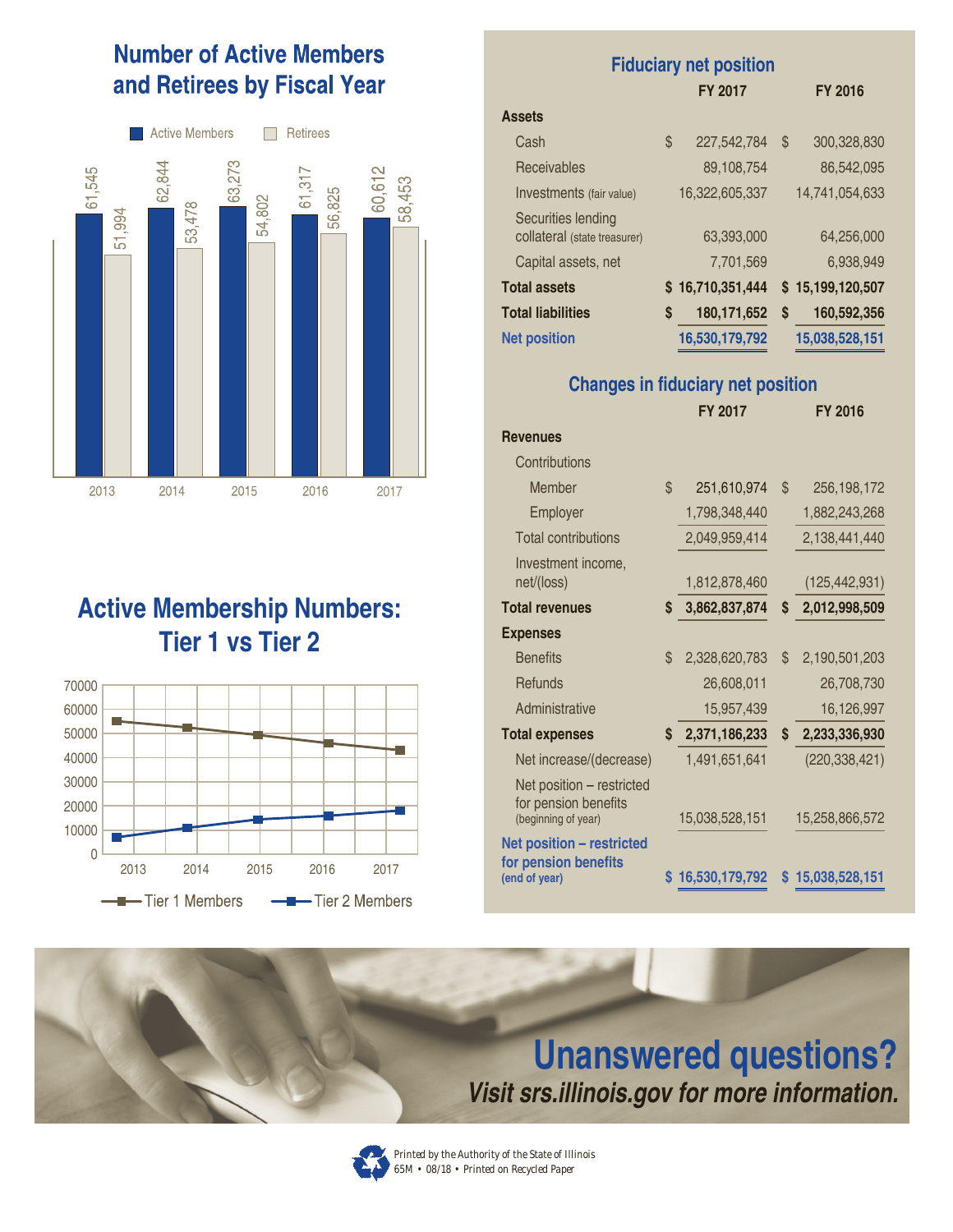## Number of Active Members and Retirees by Fiscal Year

Active Members | Retirees

61,545
51,994
62,844
53,478
63,273
54,802
61,317
56,825
60,612
58,453

2013 2014 2015 2016 2017

## Active Membership Numbers: Tier 1 vs Tier 2

70000
60000
50000
40000
30000
20000
10000
0

2013 2014 2015 2016 2017

Tier 1 Members | Tier 2 Members

## Fiduciary net position

| | FY 2017 | FY 2016 |
|---|---|---|
| **Assets** | | |
| Cash | $ 227,542,784 | $ 300,328,830 |
| Receivables | 89,108,754 | 86,542,095 |
| Investments (fair value) | 16,322,605,337 | 14,741,054,633 |
| Securities lending collateral (state treasurer) | 63,393,000 | 64,256,000 |
| Capital assets, net | 7,701,569 | 6,938,949 |
| **Total assets** | **$ 16,710,351,444** | **$ 15,199,120,507** |
| **Total liabilities** | **$ 180,171,652** | **$ 160,592,356** |
| **Net position** | **16,530,179,792** | **15,038,528,151** |

## Changes in fiduciary net position

| | FY 2017 | FY 2016 |
|---|---|---|
| **Revenues** | | |
| Contributions | | |
| Member | $ 251,610,974 | $ 256,198,172 |
| Employer | 1,798,348,440 | 1,882,243,268 |
| Total contributions | 2,049,959,414 | 2,138,441,440 |
| Investment income, net/(loss) | 1,812,878,460 | (125,442,931) |
| **Total revenues** | **$ 3,862,837,874** | **$ 2,012,998,509** |
| **Expenses** | | |
| Benefits | $ 2,328,620,783 | $ 2,190,501,203 |
| Refunds | 26,608,011 | 26,708,730 |
| Administrative | 15,957,439 | 16,126,997 |
| **Total expenses** | **$ 2,371,186,233** | **$ 2,233,336,930** |
| Net increase/(decrease) | 1,491,651,641 | (220,338,421) |
| Net position – restricted for pension benefits (beginning of year) | 15,038,528,151 | 15,258,866,572 |
| **Net position – restricted for pension benefits (end of year)** | **$ 16,530,179,792** | **$ 15,038,528,151** |

# Unanswered questions?

***Visit srs.illinois.gov for more information.***

*Printed by the Authority of the State of Illinois*
*65M • 08/18 • Printed on Recycled Paper*